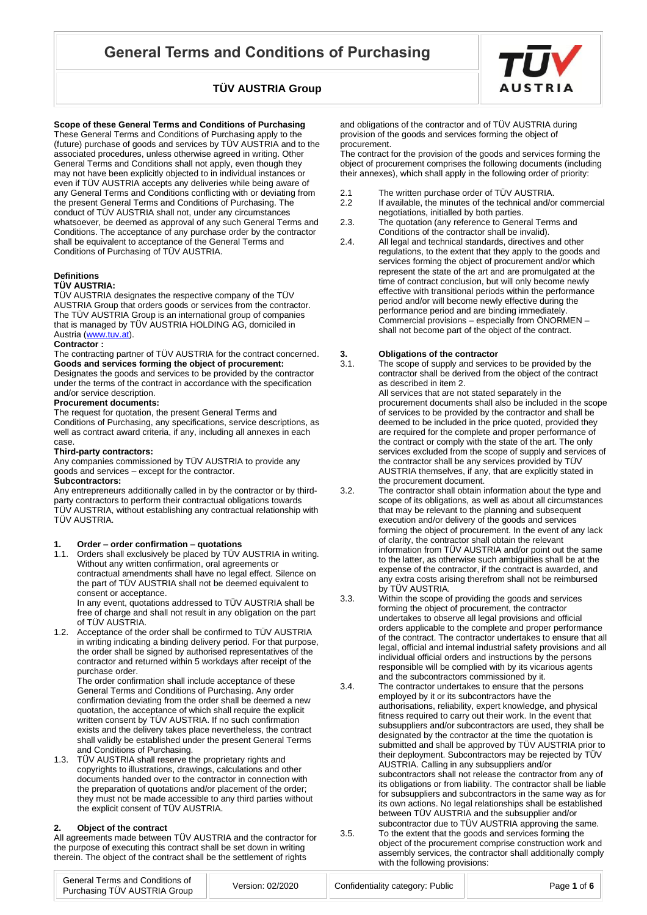# General Terms and Conditions of Purchasing

## TÜV AUSTRIA Group

**Scope of these General Terms and Conditions of Purchasing**

These General Terms and Conditions of Purchasing apply to the (future) purchase of goods and services by TÜV AUSTRIA and to the associated procedures, unless otherwise agreed in writing. Other General Terms and Conditions shall not apply, even though they may not have been explicitly objected to in individual instances or even if TÜV AUSTRIA accepts any deliveries while being aware of any General Terms and Conditions conflicting with or deviating from the present General Terms and Conditions of Purchasing. The conduct of TÜV AUSTRIA shall not, under any circumstances whatsoever, be deemed as approval of any such General Terms and Conditions. The acceptance of any purchase order by the contractor shall be equivalent to acceptance of the General Terms and Conditions of Purchasing of TÜV AUSTRIA.

**Definitions**

**TÜV AUSTRIA:**

TÜV AUSTRIA designates the respective company of the TÜV AUSTRIA Group that orders goods or services from the contractor. The TÜV AUSTRIA Group is an international group of companies that is managed by TÜV AUSTRIA HOLDING AG, domiciled in Austria (www.tuv.at).

**Contractor :**

The contracting partner of TÜV AUSTRIA for the contract concerned.

**Goods and services forming the object of procurement:**

Designates the goods and services to be provided by the contractor under the terms of the contract in accordance with the specification and/or service description.

**Procurement documents:**

The request for quotation, the present General Terms and Conditions of Purchasing, any specifications, service descriptions, as well as contract award criteria, if any, including all annexes in each case.

**Third-party contractors:**

Any companies commissioned by TÜV AUSTRIA to provide any goods and services – except for the contractor.

**Subcontractors:**

Any entrepreneurs additionally called in by the contractor or by third-party contractors to perform their contractual obligations towards TÜV AUSTRIA, without establishing any contractual relationship with TÜV AUSTRIA.

### 1. Order – order confirmation – quotations

1.1. Orders shall exclusively be placed by TÜV AUSTRIA in writing. Without any written confirmation, oral agreements or contractual amendments shall have no legal effect. Silence on the part of TÜV AUSTRIA shall not be deemed equivalent to consent or acceptance.
In any event, quotations addressed to TÜV AUSTRIA shall be free of charge and shall not result in any obligation on the part of TÜV AUSTRIA.

1.2. Acceptance of the order shall be confirmed to TÜV AUSTRIA in writing indicating a binding delivery period. For that purpose, the order shall be signed by authorised representatives of the contractor and returned within 5 workdays after receipt of the purchase order.
The order confirmation shall include acceptance of these General Terms and Conditions of Purchasing. Any order confirmation deviating from the order shall be deemed a new quotation, the acceptance of which shall require the explicit written consent by TÜV AUSTRIA. If no such confirmation exists and the delivery takes place nevertheless, the contract shall validly be established under the present General Terms and Conditions of Purchasing.

1.3. TÜV AUSTRIA shall reserve the proprietary rights and copyrights to illustrations, drawings, calculations and other documents handed over to the contractor in connection with the preparation of quotations and/or placement of the order; they must not be made accessible to any third parties without the explicit consent of TÜV AUSTRIA.

### 2. Object of the contract

All agreements made between TÜV AUSTRIA and the contractor for the purpose of executing this contract shall be set down in writing therein. The object of the contract shall be the settlement of rights and obligations of the contractor and of TÜV AUSTRIA during provision of the goods and services forming the object of procurement.

The contract for the provision of the goods and services forming the object of procurement comprises the following documents (including their annexes), which shall apply in the following order of priority:

2.1 The written purchase order of TÜV AUSTRIA.

2.2 If available, the minutes of the technical and/or commercial negotiations, initialled by both parties.

2.3. The quotation (any reference to General Terms and Conditions of the contractor shall be invalid).

2.4. All legal and technical standards, directives and other regulations, to the extent that they apply to the goods and services forming the object of procurement and/or which represent the state of the art and are promulgated at the time of contract conclusion, but will only become newly effective with transitional periods within the performance period and/or will become newly effective during the performance period and are binding immediately. Commercial provisions – especially from ÖNORMEN – shall not become part of the object of the contract.

### 3. Obligations of the contractor

3.1. The scope of supply and services to be provided by the contractor shall be derived from the object of the contract as described in item 2.
All services that are not stated separately in the procurement documents shall also be included in the scope of services to be provided by the contractor and shall be deemed to be included in the price quoted, provided they are required for the complete and proper performance of the contract or comply with the state of the art. The only services excluded from the scope of supply and services of the contractor shall be any services provided by TÜV AUSTRIA themselves, if any, that are explicitly stated in the procurement document.

3.2. The contractor shall obtain information about the type and scope of its obligations, as well as about all circumstances that may be relevant to the planning and subsequent execution and/or delivery of the goods and services forming the object of procurement. In the event of any lack of clarity, the contractor shall obtain the relevant information from TÜV AUSTRIA and/or point out the same to the latter, as otherwise such ambiguities shall be at the expense of the contractor, if the contract is awarded, and any extra costs arising therefrom shall not be reimbursed by TÜV AUSTRIA.

3.3. Within the scope of providing the goods and services forming the object of procurement, the contractor undertakes to observe all legal provisions and official orders applicable to the complete and proper performance of the contract. The contractor undertakes to ensure that all legal, official and internal industrial safety provisions and all individual official orders and instructions by the persons responsible will be complied with by its vicarious agents and the subcontractors commissioned by it.

3.4. The contractor undertakes to ensure that the persons employed by it or its subcontractors have the authorisations, reliability, expert knowledge, and physical fitness required to carry out their work. In the event that subsuppliers and/or subcontractors are used, they shall be designated by the contractor at the time the quotation is submitted and shall be approved by TÜV AUSTRIA prior to their deployment. Subcontractors may be rejected by TÜV AUSTRIA. Calling in any subsuppliers and/or subcontractors shall not release the contractor from any of its obligations or from liability. The contractor shall be liable for subsuppliers and subcontractors in the same way as for its own actions. No legal relationships shall be established between TÜV AUSTRIA and the subsupplier and/or subcontractor due to TÜV AUSTRIA approving the same.

3.5. To the extent that the goods and services forming the object of the procurement comprise construction work and assembly services, the contractor shall additionally comply with the following provisions: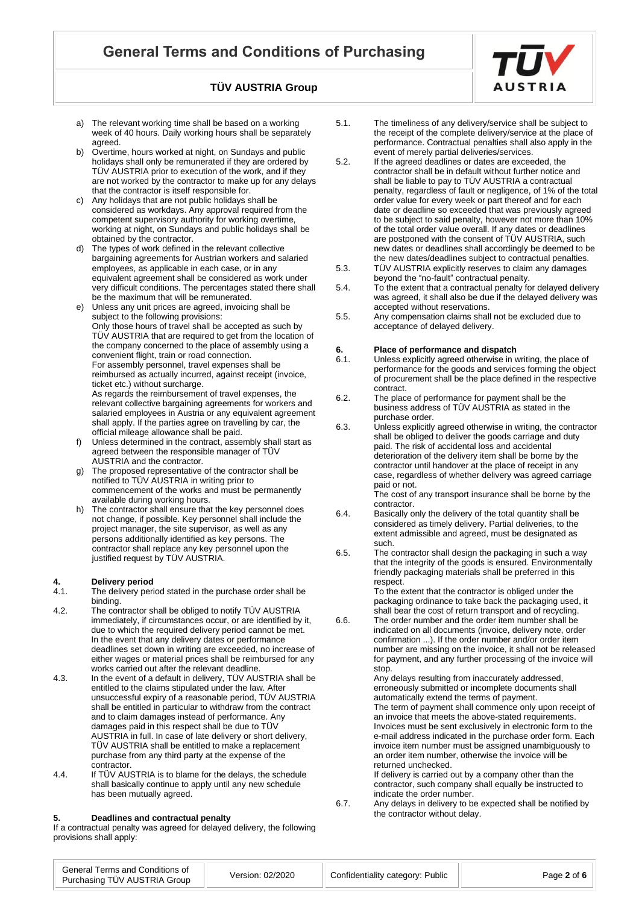a) The relevant working time shall be based on a working week of 40 hours. Daily working hours shall be separately agreed.
b) Overtime, hours worked at night, on Sundays and public holidays shall only be remunerated if they are ordered by TÜV AUSTRIA prior to execution of the work, and if they are not worked by the contractor to make up for any delays that the contractor is itself responsible for.
c) Any holidays that are not public holidays shall be considered as workdays. Any approval required from the competent supervisory authority for working overtime, working at night, on Sundays and public holidays shall be obtained by the contractor.
d) The types of work defined in the relevant collective bargaining agreements for Austrian workers and salaried employees, as applicable in each case, or in any equivalent agreement shall be considered as work under very difficult conditions. The percentages stated there shall be the maximum that will be remunerated.
e) Unless any unit prices are agreed, invoicing shall be subject to the following provisions:
Only those hours of travel shall be accepted as such by TÜV AUSTRIA that are required to get from the location of the company concerned to the place of assembly using a convenient flight, train or road connection.
For assembly personnel, travel expenses shall be reimbursed as actually incurred, against receipt (invoice, ticket etc.) without surcharge.
As regards the reimbursement of travel expenses, the relevant collective bargaining agreements for workers and salaried employees in Austria or any equivalent agreement shall apply. If the parties agree on travelling by car, the official mileage allowance shall be paid.
f) Unless determined in the contract, assembly shall start as agreed between the responsible manager of TÜV AUSTRIA and the contractor.
g) The proposed representative of the contractor shall be notified to TÜV AUSTRIA in writing prior to commencement of the works and must be permanently available during working hours.
h) The contractor shall ensure that the key personnel does not change, if possible. Key personnel shall include the project manager, the site supervisor, as well as any persons additionally identified as key persons. The contractor shall replace any key personnel upon the justified request by TÜV AUSTRIA.

## 4. Delivery period

4.1. The delivery period stated in the purchase order shall be binding.

4.2. The contractor shall be obliged to notify TÜV AUSTRIA immediately, if circumstances occur, or are identified by it, due to which the required delivery period cannot be met. In the event that any delivery dates or performance deadlines set down in writing are exceeded, no increase of either wages or material prices shall be reimbursed for any works carried out after the relevant deadline.

4.3. In the event of a default in delivery, TÜV AUSTRIA shall be entitled to the claims stipulated under the law. After unsuccessful expiry of a reasonable period, TÜV AUSTRIA shall be entitled in particular to withdraw from the contract and to claim damages instead of performance. Any damages paid in this respect shall be due to TÜV AUSTRIA in full. In case of late delivery or short delivery, TÜV AUSTRIA shall be entitled to make a replacement purchase from any third party at the expense of the contractor.

4.4. If TÜV AUSTRIA is to blame for the delays, the schedule shall basically continue to apply until any new schedule has been mutually agreed.

## 5. Deadlines and contractual penalty

If a contractual penalty was agreed for delayed delivery, the following provisions shall apply:

5.1. The timeliness of any delivery/service shall be subject to the receipt of the complete delivery/service at the place of performance. Contractual penalties shall also apply in the event of merely partial deliveries/services.

5.2. If the agreed deadlines or dates are exceeded, the contractor shall be in default without further notice and shall be liable to pay to TÜV AUSTRIA a contractual penalty, regardless of fault or negligence, of 1% of the total order value for every week or part thereof and for each date or deadline so exceeded that was previously agreed to be subject to said penalty, however not more than 10% of the total order value overall. If any dates or deadlines are postponed with the consent of TÜV AUSTRIA, such new dates or deadlines shall accordingly be deemed to be the new dates/deadlines subject to contractual penalties.

5.3. TÜV AUSTRIA explicitly reserves to claim any damages beyond the "no-fault" contractual penalty.

5.4. To the extent that a contractual penalty for delayed delivery was agreed, it shall also be due if the delayed delivery was accepted without reservations.

5.5. Any compensation claims shall not be excluded due to acceptance of delayed delivery.

## 6. Place of performance and dispatch

6.1. Unless explicitly agreed otherwise in writing, the place of performance for the goods and services forming the object of procurement shall be the place defined in the respective contract.

6.2. The place of performance for payment shall be the business address of TÜV AUSTRIA as stated in the purchase order.

6.3. Unless explicitly agreed otherwise in writing, the contractor shall be obliged to deliver the goods carriage and duty paid. The risk of accidental loss and accidental deterioration of the delivery item shall be borne by the contractor until handover at the place of receipt in any case, regardless of whether delivery was agreed carriage paid or not.
The cost of any transport insurance shall be borne by the contractor.

6.4. Basically only the delivery of the total quantity shall be considered as timely delivery. Partial deliveries, to the extent admissible and agreed, must be designated as such.

6.5. The contractor shall design the packaging in such a way that the integrity of the goods is ensured. Environmentally friendly packaging materials shall be preferred in this respect.
To the extent that the contractor is obliged under the packaging ordinance to take back the packaging used, it shall bear the cost of return transport and of recycling.

6.6. The order number and the order item number shall be indicated on all documents (invoice, delivery note, order confirmation ...). If the order number and/or order item number are missing on the invoice, it shall not be released for payment, and any further processing of the invoice will stop.
Any delays resulting from inaccurately addressed, erroneously submitted or incomplete documents shall automatically extend the terms of payment.
The term of payment shall commence only upon receipt of an invoice that meets the above-stated requirements. Invoices must be sent exclusively in electronic form to the e-mail address indicated in the purchase order form. Each invoice item number must be assigned unambiguously to an order item number, otherwise the invoice will be returned unchecked.
If delivery is carried out by a company other than the contractor, such company shall equally be instructed to indicate the order number.

6.7. Any delays in delivery to be expected shall be notified by the contractor without delay.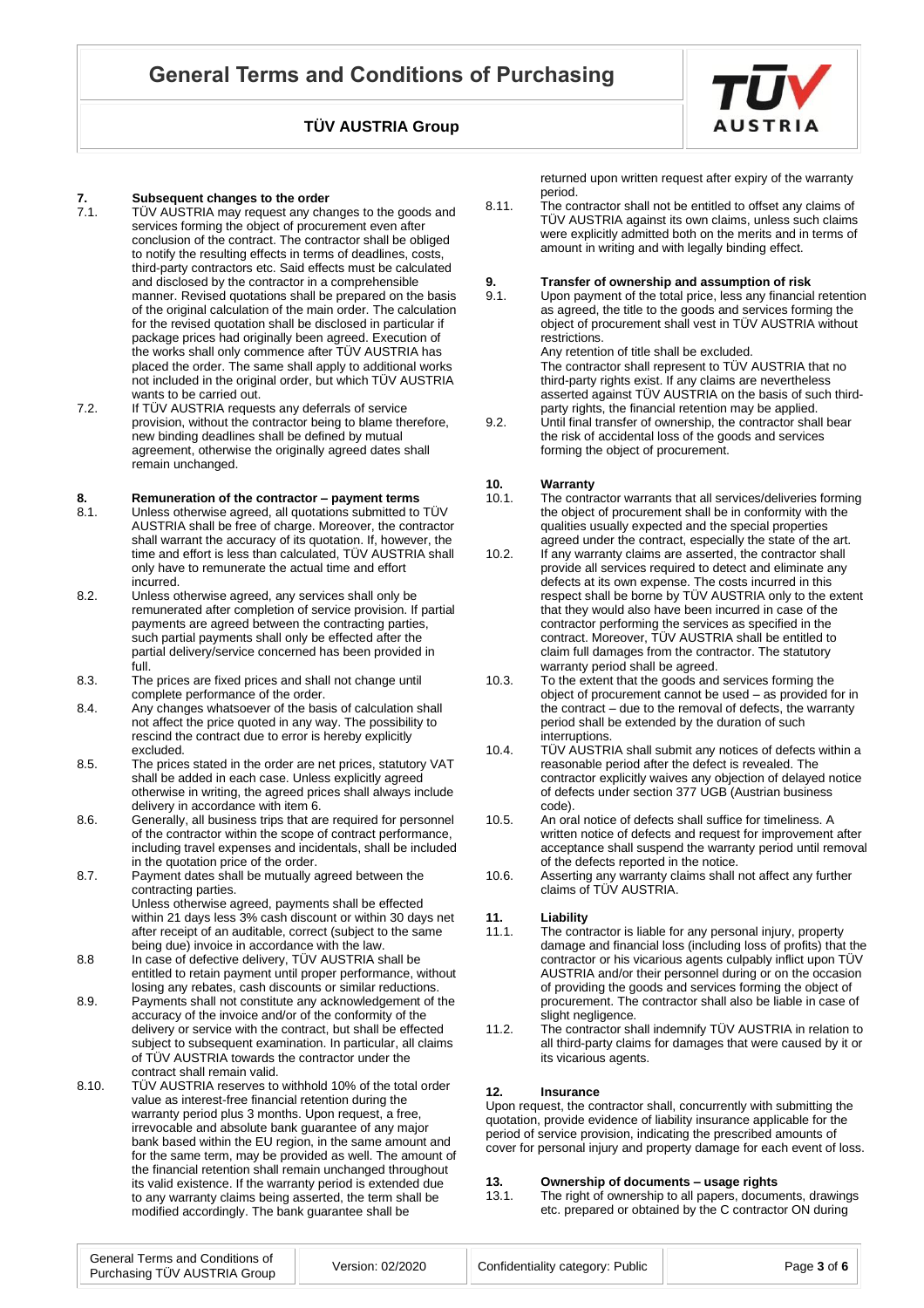## 7. Subsequent changes to the order

7.1. TÜV AUSTRIA may request any changes to the goods and services forming the object of procurement even after conclusion of the contract. The contractor shall be obliged to notify the resulting effects in terms of deadlines, costs, third-party contractors etc. Said effects must be calculated and disclosed by the contractor in a comprehensible manner. Revised quotations shall be prepared on the basis of the original calculation of the main order. The calculation for the revised quotation shall be disclosed in particular if package prices had originally been agreed. Execution of the works shall only commence after TÜV AUSTRIA has placed the order. The same shall apply to additional works not included in the original order, but which TÜV AUSTRIA wants to be carried out.

7.2. If TÜV AUSTRIA requests any deferrals of service provision, without the contractor being to blame therefore, new binding deadlines shall be defined by mutual agreement, otherwise the originally agreed dates shall remain unchanged.

## 8. Remuneration of the contractor – payment terms

8.1. Unless otherwise agreed, all quotations submitted to TÜV AUSTRIA shall be free of charge. Moreover, the contractor shall warrant the accuracy of its quotation. If, however, the time and effort is less than calculated, TÜV AUSTRIA shall only have to remunerate the actual time and effort incurred.

8.2. Unless otherwise agreed, any services shall only be remunerated after completion of service provision. If partial payments are agreed between the contracting parties, such partial payments shall only be effected after the partial delivery/service concerned has been provided in full.

8.3. The prices are fixed prices and shall not change until complete performance of the order.

8.4. Any changes whatsoever of the basis of calculation shall not affect the price quoted in any way. The possibility to rescind the contract due to error is hereby explicitly excluded.

8.5. The prices stated in the order are net prices, statutory VAT shall be added in each case. Unless explicitly agreed otherwise in writing, the agreed prices shall always include delivery in accordance with item 6.

8.6. Generally, all business trips that are required for personnel of the contractor within the scope of contract performance, including travel expenses and incidentals, shall be included in the quotation price of the order.

8.7. Payment dates shall be mutually agreed between the contracting parties.
Unless otherwise agreed, payments shall be effected within 21 days less 3% cash discount or within 30 days net after receipt of an auditable, correct (subject to the same being due) invoice in accordance with the law.

8.8 In case of defective delivery, TÜV AUSTRIA shall be entitled to retain payment until proper performance, without losing any rebates, cash discounts or similar reductions.

8.9. Payments shall not constitute any acknowledgement of the accuracy of the invoice and/or of the conformity of the delivery or service with the contract, but shall be effected subject to subsequent examination. In particular, all claims of TÜV AUSTRIA towards the contractor under the contract shall remain valid.

8.10. TÜV AUSTRIA reserves to withhold 10% of the total order value as interest-free financial retention during the warranty period plus 3 months. Upon request, a free, irrevocable and absolute bank guarantee of any major bank based within the EU region, in the same amount and for the same term, may be provided as well. The amount of the financial retention shall remain unchanged throughout its valid existence. If the warranty period is extended due to any warranty claims being asserted, the term shall be modified accordingly. The bank guarantee shall be returned upon written request after expiry of the warranty period.

8.11. The contractor shall not be entitled to offset any claims of TÜV AUSTRIA against its own claims, unless such claims were explicitly admitted both on the merits and in terms of amount in writing and with legally binding effect.

## 9. Transfer of ownership and assumption of risk

9.1. Upon payment of the total price, less any financial retention as agreed, the title to the goods and services forming the object of procurement shall vest in TÜV AUSTRIA without restrictions.
Any retention of title shall be excluded.
The contractor shall represent to TÜV AUSTRIA that no third-party rights exist. If any claims are nevertheless asserted against TÜV AUSTRIA on the basis of such third-party rights, the financial retention may be applied.

9.2. Until final transfer of ownership, the contractor shall bear the risk of accidental loss of the goods and services forming the object of procurement.

## 10. Warranty

10.1. The contractor warrants that all services/deliveries forming the object of procurement shall be in conformity with the qualities usually expected and the special properties agreed under the contract, especially the state of the art.

10.2. If any warranty claims are asserted, the contractor shall provide all services required to detect and eliminate any defects at its own expense. The costs incurred in this respect shall be borne by TÜV AUSTRIA only to the extent that they would also have been incurred in case of the contractor performing the services as specified in the contract. Moreover, TÜV AUSTRIA shall be entitled to claim full damages from the contractor. The statutory warranty period shall be agreed.

10.3. To the extent that the goods and services forming the object of procurement cannot be used – as provided for in the contract – due to the removal of defects, the warranty period shall be extended by the duration of such interruptions.

10.4. TÜV AUSTRIA shall submit any notices of defects within a reasonable period after the defect is revealed. The contractor explicitly waives any objection of delayed notice of defects under section 377 UGB (Austrian business code).

10.5. An oral notice of defects shall suffice for timeliness. A written notice of defects and request for improvement after acceptance shall suspend the warranty period until removal of the defects reported in the notice.

10.6. Asserting any warranty claims shall not affect any further claims of TÜV AUSTRIA.

## 11. Liability

11.1. The contractor is liable for any personal injury, property damage and financial loss (including loss of profits) that the contractor or his vicarious agents culpably inflict upon TÜV AUSTRIA and/or their personnel during or on the occasion of providing the goods and services forming the object of procurement. The contractor shall also be liable in case of slight negligence.

11.2. The contractor shall indemnify TÜV AUSTRIA in relation to all third-party claims for damages that were caused by it or its vicarious agents.

## 12. Insurance

Upon request, the contractor shall, concurrently with submitting the quotation, provide evidence of liability insurance applicable for the period of service provision, indicating the prescribed amounts of cover for personal injury and property damage for each event of loss.

## 13. Ownership of documents – usage rights

13.1. The right of ownership to all papers, documents, drawings etc. prepared or obtained by the C contractor ON during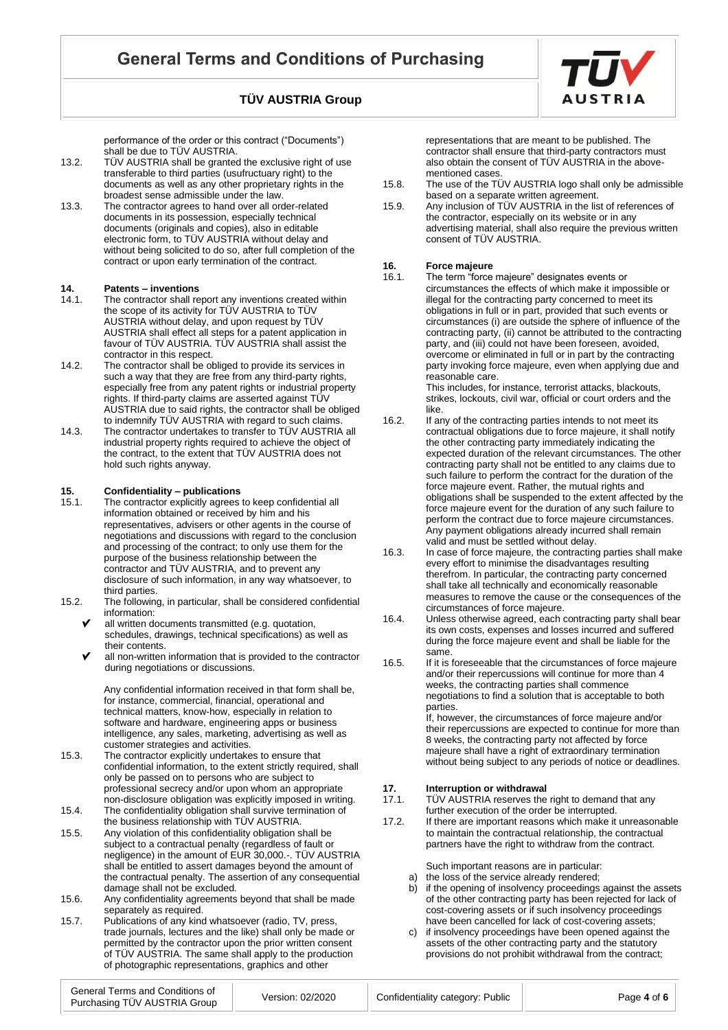performance of the order or this contract ("Documents") shall be due to TÜV AUSTRIA.

13.2. TÜV AUSTRIA shall be granted the exclusive right of use transferable to third parties (usufructuary right) to the documents as well as any other proprietary rights in the broadest sense admissible under the law.

13.3. The contractor agrees to hand over all order-related documents in its possession, especially technical documents (originals and copies), also in editable electronic form, to TÜV AUSTRIA without delay and without being solicited to do so, after full completion of the contract or upon early termination of the contract.

## 14. Patents – inventions

14.1. The contractor shall report any inventions created within the scope of its activity for TÜV AUSTRIA to TÜV AUSTRIA without delay, and upon request by TÜV AUSTRIA shall effect all steps for a patent application in favour of TÜV AUSTRIA. TÜV AUSTRIA shall assist the contractor in this respect.

14.2. The contractor shall be obliged to provide its services in such a way that they are free from any third-party rights, especially free from any patent rights or industrial property rights. If third-party claims are asserted against TÜV AUSTRIA due to said rights, the contractor shall be obliged to indemnify TÜV AUSTRIA with regard to such claims.

14.3. The contractor undertakes to transfer to TÜV AUSTRIA all industrial property rights required to achieve the object of the contract, to the extent that TÜV AUSTRIA does not hold such rights anyway.

## 15. Confidentiality – publications

15.1. The contractor explicitly agrees to keep confidential all information obtained or received by him and his representatives, advisers or other agents in the course of negotiations and discussions with regard to the conclusion and processing of the contract; to only use them for the purpose of the business relationship between the contractor and TÜV AUSTRIA, and to prevent any disclosure of such information, in any way whatsoever, to third parties.

15.2. The following, in particular, shall be considered confidential information:

- ✔ all written documents transmitted (e.g. quotation, schedules, drawings, technical specifications) as well as their contents.
- ✔ all non-written information that is provided to the contractor during negotiations or discussions.

Any confidential information received in that form shall be, for instance, commercial, financial, operational and technical matters, know-how, especially in relation to software and hardware, engineering apps or business intelligence, any sales, marketing, advertising as well as customer strategies and activities.

15.3. The contractor explicitly undertakes to ensure that confidential information, to the extent strictly required, shall only be passed on to persons who are subject to professional secrecy and/or upon whom an appropriate non-disclosure obligation was explicitly imposed in writing.

15.4. The confidentiality obligation shall survive termination of the business relationship with TÜV AUSTRIA.

15.5. Any violation of this confidentiality obligation shall be subject to a contractual penalty (regardless of fault or negligence) in the amount of EUR 30,000.-. TÜV AUSTRIA shall be entitled to assert damages beyond the amount of the contractual penalty. The assertion of any consequential damage shall not be excluded.

15.6. Any confidentiality agreements beyond that shall be made separately as required.

15.7. Publications of any kind whatsoever (radio, TV, press, trade journals, lectures and the like) shall only be made or permitted by the contractor upon the prior written consent of TÜV AUSTRIA. The same shall apply to the production of photographic representations, graphics and other representations that are meant to be published. The contractor shall ensure that third-party contractors must also obtain the consent of TÜV AUSTRIA in the above-mentioned cases.

15.8. The use of the TÜV AUSTRIA logo shall only be admissible based on a separate written agreement.

15.9. Any inclusion of TÜV AUSTRIA in the list of references of the contractor, especially on its website or in any advertising material, shall also require the previous written consent of TÜV AUSTRIA.

## 16. Force majeure

16.1. The term "force majeure" designates events or circumstances the effects of which make it impossible or illegal for the contracting party concerned to meet its obligations in full or in part, provided that such events or circumstances (i) are outside the sphere of influence of the contracting party, (ii) cannot be attributed to the contracting party, and (iii) could not have been foreseen, avoided, overcome or eliminated in full or in part by the contracting party invoking force majeure, even when applying due and reasonable care.

This includes, for instance, terrorist attacks, blackouts, strikes, lockouts, civil war, official or court orders and the like.

16.2. If any of the contracting parties intends to not meet its contractual obligations due to force majeure, it shall notify the other contracting party immediately indicating the expected duration of the relevant circumstances. The other contracting party shall not be entitled to any claims due to such failure to perform the contract for the duration of the force majeure event. Rather, the mutual rights and obligations shall be suspended to the extent affected by the force majeure event for the duration of any such failure to perform the contract due to force majeure circumstances. Any payment obligations already incurred shall remain valid and must be settled without delay.

16.3. In case of force majeure, the contracting parties shall make every effort to minimise the disadvantages resulting therefrom. In particular, the contracting party concerned shall take all technically and economically reasonable measures to remove the cause or the consequences of the circumstances of force majeure.

16.4. Unless otherwise agreed, each contracting party shall bear its own costs, expenses and losses incurred and suffered during the force majeure event and shall be liable for the same.

16.5. If it is foreseeable that the circumstances of force majeure and/or their repercussions will continue for more than 4 weeks, the contracting parties shall commence negotiations to find a solution that is acceptable to both parties.

If, however, the circumstances of force majeure and/or their repercussions are expected to continue for more than 8 weeks, the contracting party not affected by force majeure shall have a right of extraordinary termination without being subject to any periods of notice or deadlines.

## 17. Interruption or withdrawal

17.1. TÜV AUSTRIA reserves the right to demand that any further execution of the order be interrupted.

17.2. If there are important reasons which make it unreasonable to maintain the contractual relationship, the contractual partners have the right to withdraw from the contract.

Such important reasons are in particular:

a) the loss of the service already rendered;
b) if the opening of insolvency proceedings against the assets of the other contracting party has been rejected for lack of cost-covering assets or if such insolvency proceedings have been cancelled for lack of cost-covering assets;
c) if insolvency proceedings have been opened against the assets of the other contracting party and the statutory provisions do not prohibit withdrawal from the contract;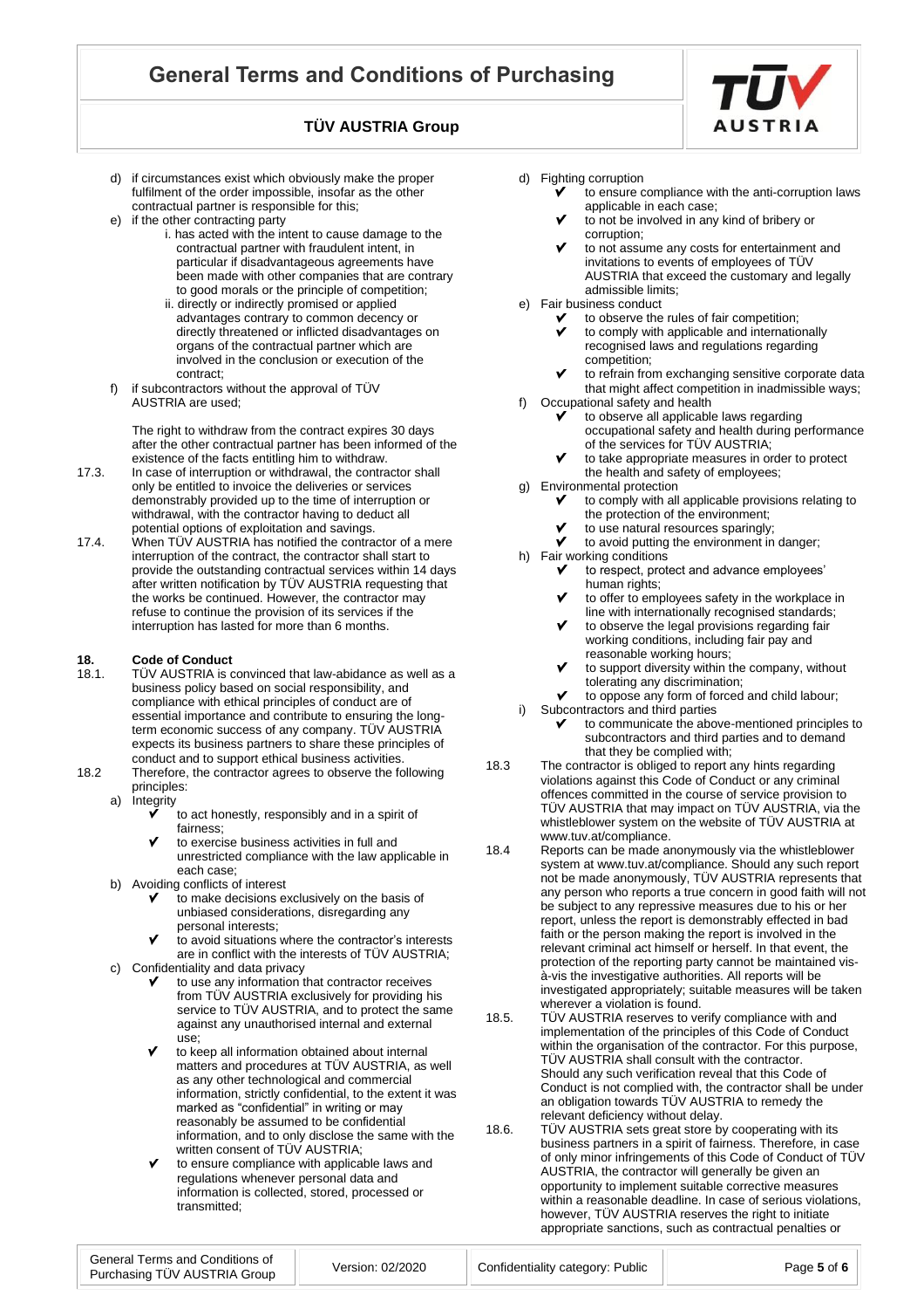d) if circumstances exist which obviously make the proper fulfilment of the order impossible, insofar as the other contractual partner is responsible for this;

e) if the other contracting party
   i. has acted with the intent to cause damage to the contractual partner with fraudulent intent, in particular if disadvantageous agreements have been made with other companies that are contrary to good morals or the principle of competition;
   ii. directly or indirectly promised or applied advantages contrary to common decency or directly threatened or inflicted disadvantages on organs of the contractual partner which are involved in the conclusion or execution of the contract;

f) if subcontractors without the approval of TÜV AUSTRIA are used;

The right to withdraw from the contract expires 30 days after the other contractual partner has been informed of the existence of the facts entitling him to withdraw.

17.3. In case of interruption or withdrawal, the contractor shall only be entitled to invoice the deliveries or services demonstrably provided up to the time of interruption or withdrawal, with the contractor having to deduct all potential options of exploitation and savings.

17.4. When TÜV AUSTRIA has notified the contractor of a mere interruption of the contract, the contractor shall start to provide the outstanding contractual services within 14 days after written notification by TÜV AUSTRIA requesting that the works be continued. However, the contractor may refuse to continue the provision of its services if the interruption has lasted for more than 6 months.

## 18. Code of Conduct

18.1. TÜV AUSTRIA is convinced that law-abidance as well as a business policy based on social responsibility, and compliance with ethical principles of conduct are of essential importance and contribute to ensuring the long-term economic success of any company. TÜV AUSTRIA expects its business partners to share these principles of conduct and to support ethical business activities.

18.2 Therefore, the contractor agrees to observe the following principles:

a) Integrity
   - ✔ to act honestly, responsibly and in a spirit of fairness;
   - ✔ to exercise business activities in full and unrestricted compliance with the law applicable in each case;

b) Avoiding conflicts of interest
   - ✔ to make decisions exclusively on the basis of unbiased considerations, disregarding any personal interests;
   - ✔ to avoid situations where the contractor's interests are in conflict with the interests of TÜV AUSTRIA;

c) Confidentiality and data privacy
   - ✔ to use any information that contractor receives from TÜV AUSTRIA exclusively for providing his service to TÜV AUSTRIA, and to protect the same against any unauthorised internal and external use;
   - ✔ to keep all information obtained about internal matters and procedures at TÜV AUSTRIA, as well as any other technological and commercial information, strictly confidential, to the extent it was marked as "confidential" in writing or may reasonably be assumed to be confidential information, and to only disclose the same with the written consent of TÜV AUSTRIA;
   - ✔ to ensure compliance with applicable laws and regulations whenever personal data and information is collected, stored, processed or transmitted;

d) Fighting corruption
   - ✔ to ensure compliance with the anti-corruption laws applicable in each case;
   - ✔ to not be involved in any kind of bribery or corruption;
   - ✔ to not assume any costs for entertainment and invitations to events of employees of TÜV AUSTRIA that exceed the customary and legally admissible limits;

e) Fair business conduct
   - ✔ to observe the rules of fair competition;
   - ✔ to comply with applicable and internationally recognised laws and regulations regarding competition;
   - ✔ to refrain from exchanging sensitive corporate data that might affect competition in inadmissible ways;

f) Occupational safety and health
   - ✔ to observe all applicable laws regarding occupational safety and health during performance of the services for TÜV AUSTRIA;
   - ✔ to take appropriate measures in order to protect the health and safety of employees;

g) Environmental protection
   - ✔ to comply with all applicable provisions relating to the protection of the environment;
   - ✔ to use natural resources sparingly;
   - ✔ to avoid putting the environment in danger;

h) Fair working conditions
   - ✔ to respect, protect and advance employees' human rights;
   - ✔ to offer to employees safety in the workplace in line with internationally recognised standards;
   - ✔ to observe the legal provisions regarding fair working conditions, including fair pay and reasonable working hours;
   - ✔ to support diversity within the company, without tolerating any discrimination;
   - ✔ to oppose any form of forced and child labour;

i) Subcontractors and third parties
   - ✔ to communicate the above-mentioned principles to subcontractors and third parties and to demand that they be complied with;

18.3 The contractor is obliged to report any hints regarding violations against this Code of Conduct or any criminal offences committed in the course of service provision to TÜV AUSTRIA that may impact on TÜV AUSTRIA, via the whistleblower system on the website of TÜV AUSTRIA at www.tuv.at/compliance.

18.4 Reports can be made anonymously via the whistleblower system at www.tuv.at/compliance. Should any such report not be made anonymously, TÜV AUSTRIA represents that any person who reports a true concern in good faith will not be subject to any repressive measures due to his or her report, unless the report is demonstrably effected in bad faith or the person making the report is involved in the relevant criminal act himself or herself. In that event, the protection of the reporting party cannot be maintained vis-à-vis the investigative authorities. All reports will be investigated appropriately; suitable measures will be taken wherever a violation is found.

18.5. TÜV AUSTRIA reserves to verify compliance with and implementation of the principles of this Code of Conduct within the organisation of the contractor. For this purpose, TÜV AUSTRIA shall consult with the contractor. Should any such verification reveal that this Code of Conduct is not complied with, the contractor shall be under an obligation towards TÜV AUSTRIA to remedy the relevant deficiency without delay.

18.6. TÜV AUSTRIA sets great store by cooperating with its business partners in a spirit of fairness. Therefore, in case of only minor infringements of this Code of Conduct of TÜV AUSTRIA, the contractor will generally be given an opportunity to implement suitable corrective measures within a reasonable deadline. In case of serious violations, however, TÜV AUSTRIA reserves the right to initiate appropriate sanctions, such as contractual penalties or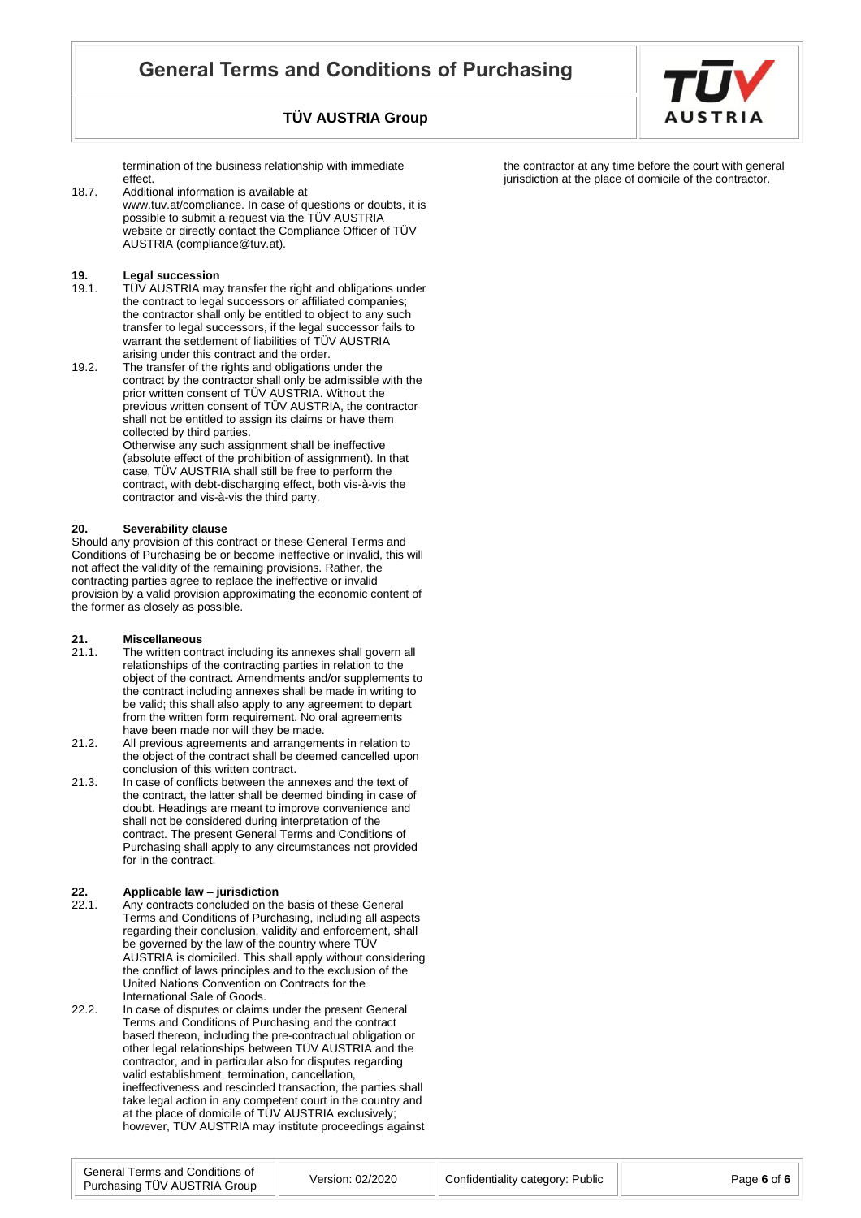termination of the business relationship with immediate effect.

18.7. Additional information is available at www.tuv.at/compliance. In case of questions or doubts, it is possible to submit a request via the TÜV AUSTRIA website or directly contact the Compliance Officer of TÜV AUSTRIA (compliance@tuv.at).

## 19. Legal succession

19.1. TÜV AUSTRIA may transfer the right and obligations under the contract to legal successors or affiliated companies; the contractor shall only be entitled to object to any such transfer to legal successors, if the legal successor fails to warrant the settlement of liabilities of TÜV AUSTRIA arising under this contract and the order.

19.2. The transfer of the rights and obligations under the contract by the contractor shall only be admissible with the prior written consent of TÜV AUSTRIA. Without the previous written consent of TÜV AUSTRIA, the contractor shall not be entitled to assign its claims or have them collected by third parties.
Otherwise any such assignment shall be ineffective (absolute effect of the prohibition of assignment). In that case, TÜV AUSTRIA shall still be free to perform the contract, with debt-discharging effect, both vis-à-vis the contractor and vis-à-vis the third party.

## 20. Severability clause

Should any provision of this contract or these General Terms and Conditions of Purchasing be or become ineffective or invalid, this will not affect the validity of the remaining provisions. Rather, the contracting parties agree to replace the ineffective or invalid provision by a valid provision approximating the economic content of the former as closely as possible.

## 21. Miscellaneous

21.1. The written contract including its annexes shall govern all relationships of the contracting parties in relation to the object of the contract. Amendments and/or supplements to the contract including annexes shall be made in writing to be valid; this shall also apply to any agreement to depart from the written form requirement. No oral agreements have been made nor will they be made.

21.2. All previous agreements and arrangements in relation to the object of the contract shall be deemed cancelled upon conclusion of this written contract.

21.3. In case of conflicts between the annexes and the text of the contract, the latter shall be deemed binding in case of doubt. Headings are meant to improve convenience and shall not be considered during interpretation of the contract. The present General Terms and Conditions of Purchasing shall apply to any circumstances not provided for in the contract.

## 22. Applicable law – jurisdiction

22.1. Any contracts concluded on the basis of these General Terms and Conditions of Purchasing, including all aspects regarding their conclusion, validity and enforcement, shall be governed by the law of the country where TÜV AUSTRIA is domiciled. This shall apply without considering the conflict of laws principles and to the exclusion of the United Nations Convention on Contracts for the International Sale of Goods.

22.2. In case of disputes or claims under the present General Terms and Conditions of Purchasing and the contract based thereon, including the pre-contractual obligation or other legal relationships between TÜV AUSTRIA and the contractor, and in particular also for disputes regarding valid establishment, termination, cancellation, ineffectiveness and rescinded transaction, the parties shall take legal action in any competent court in the country and at the place of domicile of TÜV AUSTRIA exclusively; however, TÜV AUSTRIA may institute proceedings against the contractor at any time before the court with general jurisdiction at the place of domicile of the contractor.